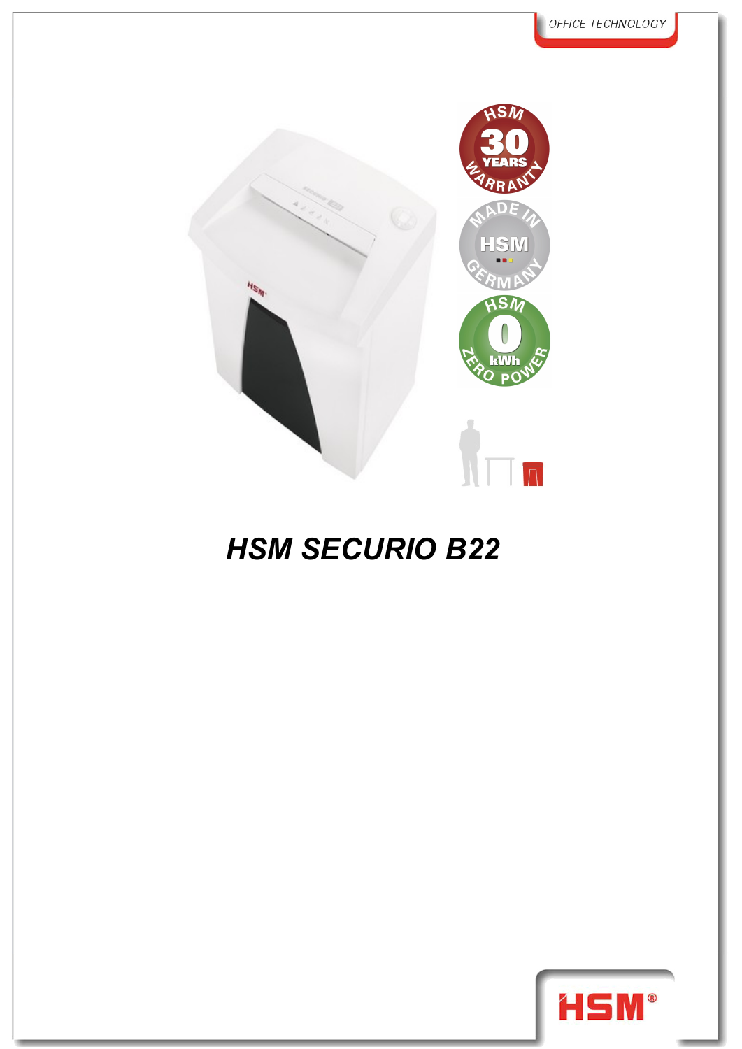OFFICE TECHNOLOGY

# HSM SECURIO B22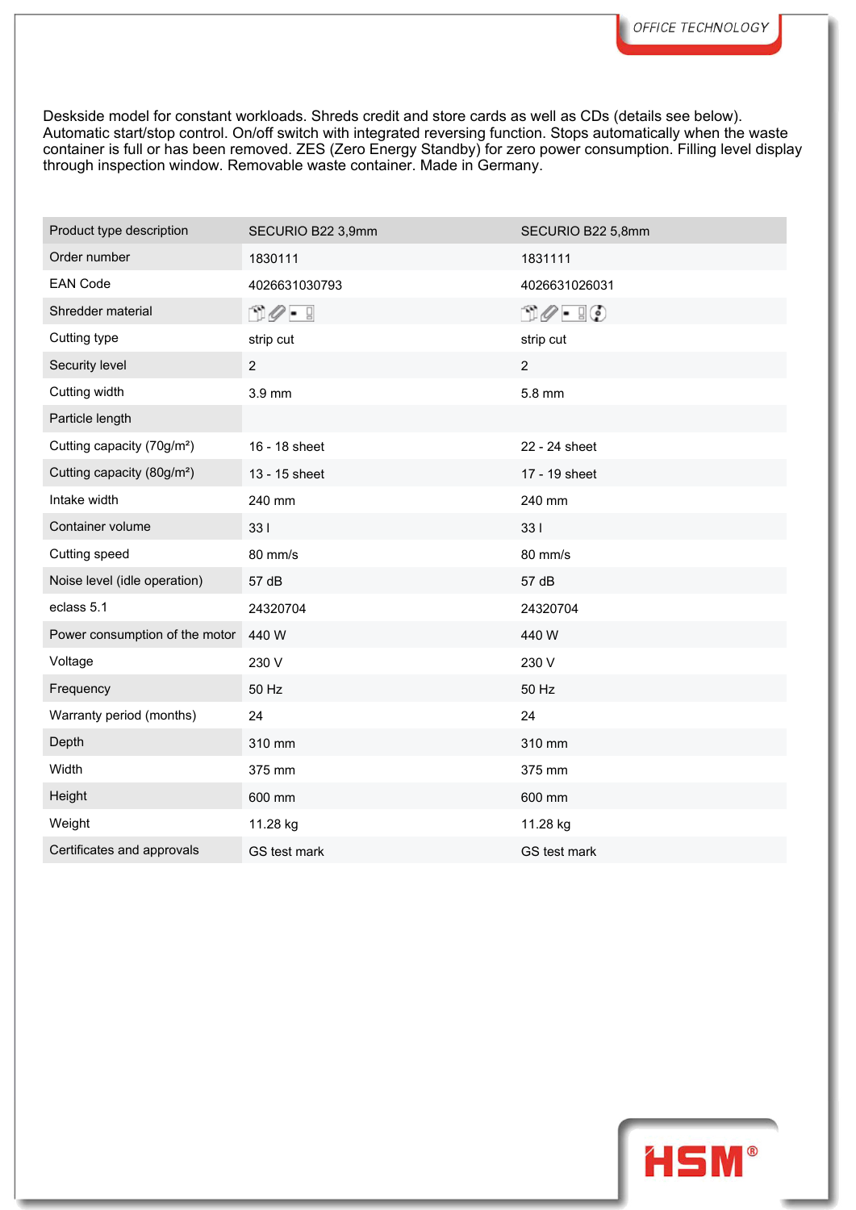Deskside model for constant workloads. Shreds credit and store cards as well as CDs (details see below). Automatic start/stop control. On/off switch with integrated reversing function. Stops automatically when the waste container is full or has been removed. ZES (Zero Energy Standby) for zero power consumption. Filling level display through inspection window. Removable waste container. Made in Germany.

| Product type description | SECURIO B22 3,9mm | SECURIO B22 5,8mm |
|---|---|---|
| Order number | 1830111 | 1831111 |
| EAN Code | 4026631030793 | 4026631026031 |
| Shredder material | | |
| Cutting type | strip cut | strip cut |
| Security level | 2 | 2 |
| Cutting width | 3.9 mm | 5.8 mm |
| Particle length | | |
| Cutting capacity (70g/m²) | 16 - 18 sheet | 22 - 24 sheet |
| Cutting capacity (80g/m²) | 13 - 15 sheet | 17 - 19 sheet |
| Intake width | 240 mm | 240 mm |
| Container volume | 33 l | 33 l |
| Cutting speed | 80 mm/s | 80 mm/s |
| Noise level (idle operation) | 57 dB | 57 dB |
| eclass 5.1 | 24320704 | 24320704 |
| Power consumption of the motor | 440 W | 440 W |
| Voltage | 230 V | 230 V |
| Frequency | 50 Hz | 50 Hz |
| Warranty period (months) | 24 | 24 |
| Depth | 310 mm | 310 mm |
| Width | 375 mm | 375 mm |
| Height | 600 mm | 600 mm |
| Weight | 11.28 kg | 11.28 kg |
| Certificates and approvals | GS test mark | GS test mark |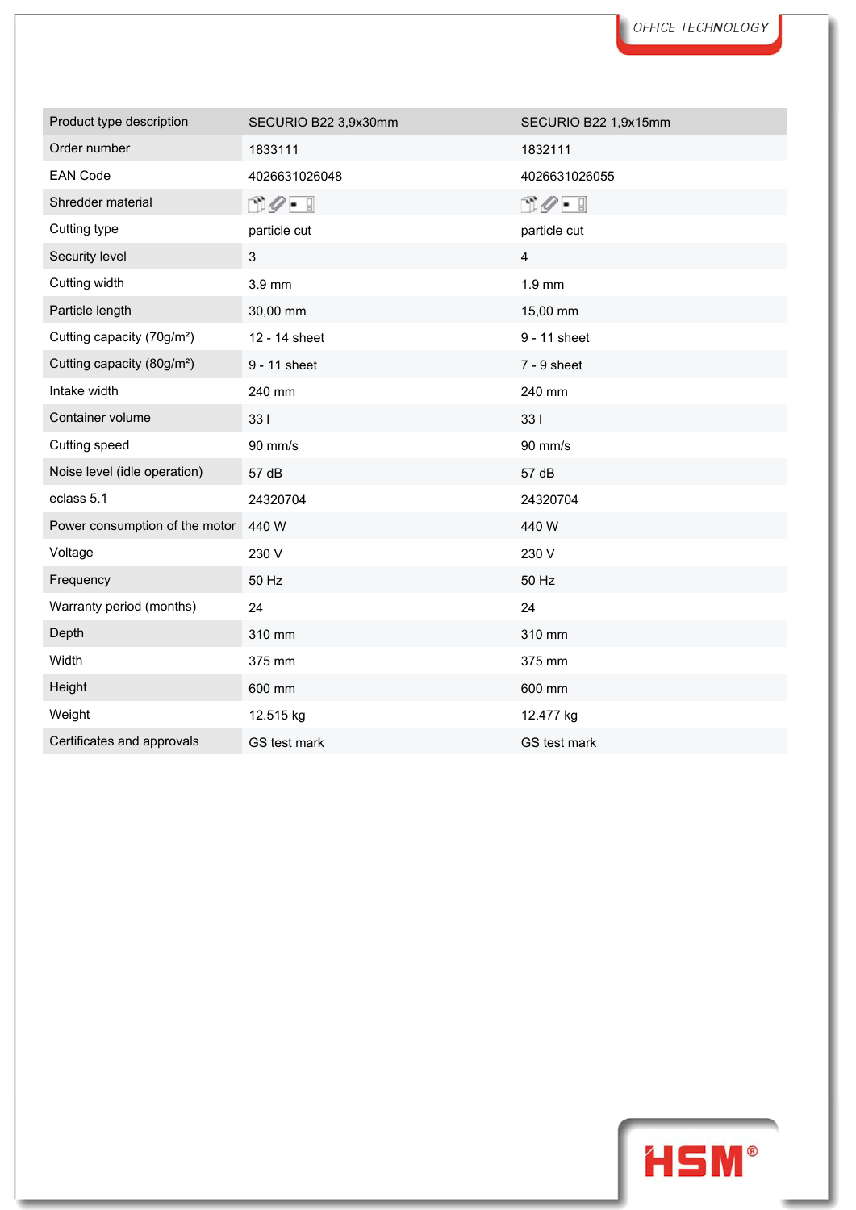| Product type description | SECURIO B22 3,9x30mm | SECURIO B22 1,9x15mm |
| --- | --- | --- |
| Order number | 1833111 | 1832111 |
| EAN Code | 4026631026048 | 4026631026055 |
| Shredder material | | |
| Cutting type | particle cut | particle cut |
| Security level | 3 | 4 |
| Cutting width | 3.9 mm | 1.9 mm |
| Particle length | 30,00 mm | 15,00 mm |
| Cutting capacity (70g/m²) | 12 - 14 sheet | 9 - 11 sheet |
| Cutting capacity (80g/m²) | 9 - 11 sheet | 7 - 9 sheet |
| Intake width | 240 mm | 240 mm |
| Container volume | 33 l | 33 l |
| Cutting speed | 90 mm/s | 90 mm/s |
| Noise level (idle operation) | 57 dB | 57 dB |
| eclass 5.1 | 24320704 | 24320704 |
| Power consumption of the motor | 440 W | 440 W |
| Voltage | 230 V | 230 V |
| Frequency | 50 Hz | 50 Hz |
| Warranty period (months) | 24 | 24 |
| Depth | 310 mm | 310 mm |
| Width | 375 mm | 375 mm |
| Height | 600 mm | 600 mm |
| Weight | 12.515 kg | 12.477 kg |
| Certificates and approvals | GS test mark | GS test mark |